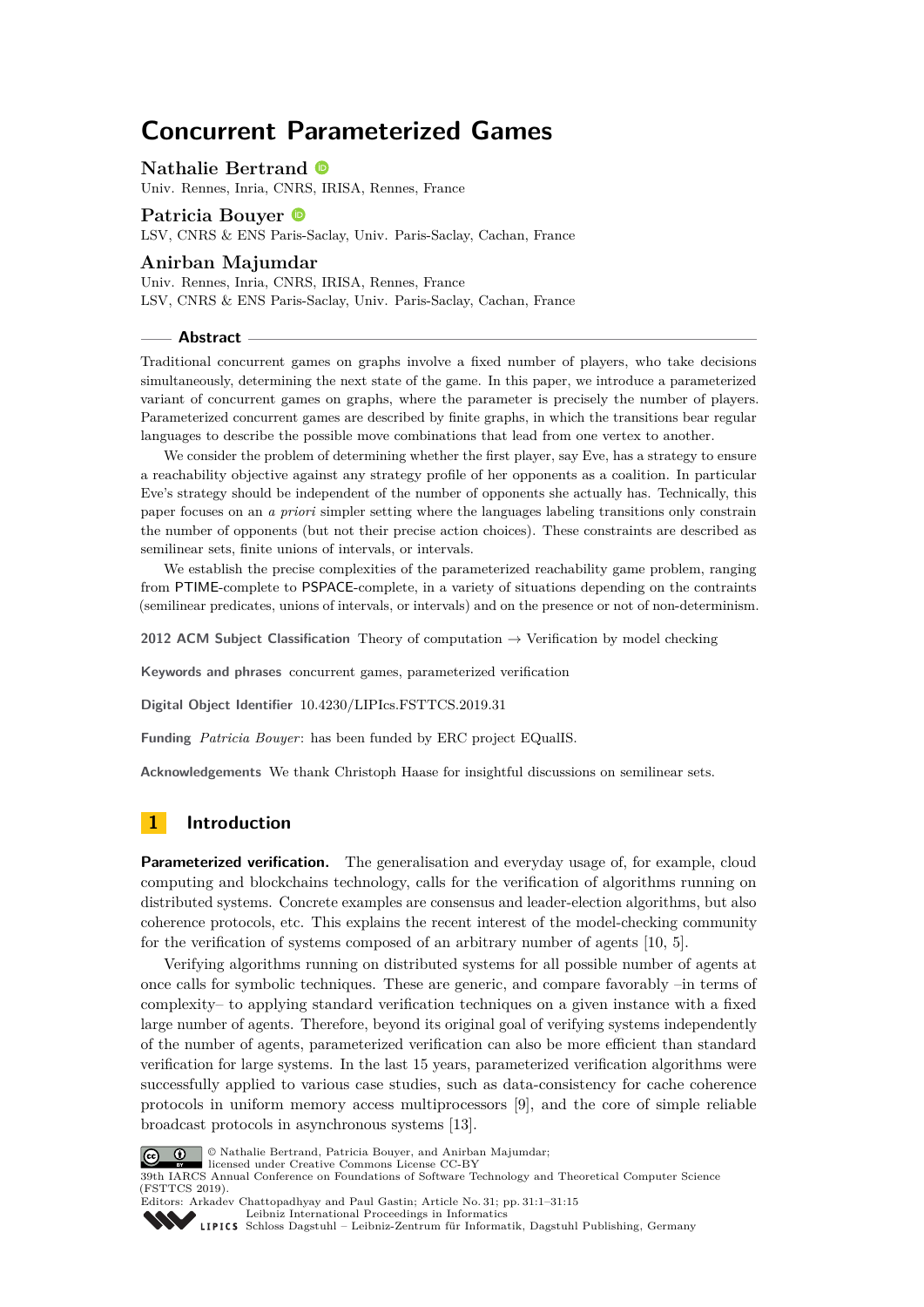# Concurrent Parameterized Games

**Nathalie Bertrand**
Univ. Rennes, Inria, CNRS, IRISA, Rennes, France

**Patricia Bouyer**
LSV, CNRS & ENS Paris-Saclay, Univ. Paris-Saclay, Cachan, France

**Anirban Majumdar**
Univ. Rennes, Inria, CNRS, IRISA, Rennes, France
LSV, CNRS & ENS Paris-Saclay, Univ. Paris-Saclay, Cachan, France

## Abstract

Traditional concurrent games on graphs involve a fixed number of players, who take decisions simultaneously, determining the next state of the game. In this paper, we introduce a parameterized variant of concurrent games on graphs, where the parameter is precisely the number of players. Parameterized concurrent games are described by finite graphs, in which the transitions bear regular languages to describe the possible move combinations that lead from one vertex to another.

We consider the problem of determining whether the first player, say Eve, has a strategy to ensure a reachability objective against any strategy profile of her opponents as a coalition. In particular Eve's strategy should be independent of the number of opponents she actually has. Technically, this paper focuses on an *a priori* simpler setting where the languages labeling transitions only constrain the number of opponents (but not their precise action choices). These constraints are described as semilinear sets, finite unions of intervals, or intervals.

We establish the precise complexities of the parameterized reachability game problem, ranging from PTIME-complete to PSPACE-complete, in a variety of situations depending on the contraints (semilinear predicates, unions of intervals, or intervals) and on the presence or not of non-determinism.

**2012 ACM Subject Classification** Theory of computation → Verification by model checking

**Keywords and phrases** concurrent games, parameterized verification

**Digital Object Identifier** 10.4230/LIPIcs.FSTTCS.2019.31

**Funding** *Patricia Bouyer*: has been funded by ERC project EQualIS.

**Acknowledgements** We thank Christoph Haase for insightful discussions on semilinear sets.

## 1 Introduction

**Parameterized verification.** The generalisation and everyday usage of, for example, cloud computing and blockchains technology, calls for the verification of algorithms running on distributed systems. Concrete examples are consensus and leader-election algorithms, but also coherence protocols, etc. This explains the recent interest of the model-checking community for the verification of systems composed of an arbitrary number of agents [10, 5].

Verifying algorithms running on distributed systems for all possible number of agents at once calls for symbolic techniques. These are generic, and compare favorably –in terms of complexity– to applying standard verification techniques on a given instance with a fixed large number of agents. Therefore, beyond its original goal of verifying systems independently of the number of agents, parameterized verification can also be more efficient than standard verification for large systems. In the last 15 years, parameterized verification algorithms were successfully applied to various case studies, such as data-consistency for cache coherence protocols in uniform memory access multiprocessors [9], and the core of simple reliable broadcast protocols in asynchronous systems [13].

© Nathalie Bertrand, Patricia Bouyer, and Anirban Majumdar;
licensed under Creative Commons License CC-BY
39th IARCS Annual Conference on Foundations of Software Technology and Theoretical Computer Science (FSTTCS 2019).
Editors: Arkadev Chattopadhyay and Paul Gastin; Article No. 31; pp. 31:1–31:15
Leibniz International Proceedings in Informatics
Schloss Dagstuhl – Leibniz-Zentrum für Informatik, Dagstuhl Publishing, Germany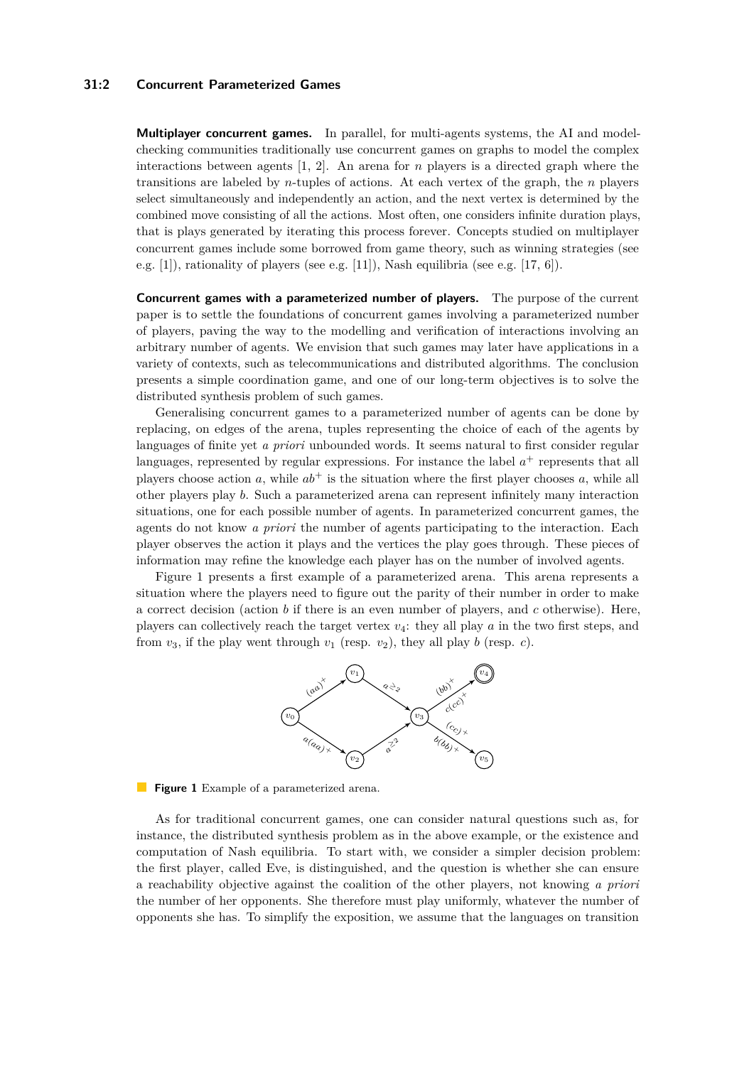**Multiplayer concurrent games.** In parallel, for multi-agents systems, the AI and model-checking communities traditionally use concurrent games on graphs to model the complex interactions between agents [1, 2]. An arena for $n$ players is a directed graph where the transitions are labeled by $n$-tuples of actions. At each vertex of the graph, the $n$ players select simultaneously and independently an action, and the next vertex is determined by the combined move consisting of all the actions. Most often, one considers infinite duration plays, that is plays generated by iterating this process forever. Concepts studied on multiplayer concurrent games include some borrowed from game theory, such as winning strategies (see e.g. [1]), rationality of players (see e.g. [11]), Nash equilibria (see e.g. [17, 6]).

**Concurrent games with a parameterized number of players.** The purpose of the current paper is to settle the foundations of concurrent games involving a parameterized number of players, paving the way to the modelling and verification of interactions involving an arbitrary number of agents. We envision that such games may later have applications in a variety of contexts, such as telecommunications and distributed algorithms. The conclusion presents a simple coordination game, and one of our long-term objectives is to solve the distributed synthesis problem of such games.

Generalising concurrent games to a parameterized number of agents can be done by replacing, on edges of the arena, tuples representing the choice of each of the agents by languages of finite yet *a priori* unbounded words. It seems natural to first consider regular languages, represented by regular expressions. For instance the label $a^+$ represents that all players choose action $a$, while $ab^+$ is the situation where the first player chooses $a$, while all other players play $b$. Such a parameterized arena can represent infinitely many interaction situations, one for each possible number of agents. In parameterized concurrent games, the agents do not know *a priori* the number of agents participating to the interaction. Each player observes the action it plays and the vertices the play goes through. These pieces of information may refine the knowledge each player has on the number of involved agents.

Figure 1 presents a first example of a parameterized arena. This arena represents a situation where the players need to figure out the parity of their number in order to make a correct decision (action $b$ if there is an even number of players, and $c$ otherwise). Here, players can collectively reach the target vertex $v_4$: they all play $a$ in the two first steps, and from $v_3$, if the play went through $v_1$ (resp. $v_2$), they all play $b$ (resp. $c$).

**Figure 1** Example of a parameterized arena.

As for traditional concurrent games, one can consider natural questions such as, for instance, the distributed synthesis problem as in the above example, or the existence and computation of Nash equilibria. To start with, we consider a simpler decision problem: the first player, called Eve, is distinguished, and the question is whether she can ensure a reachability objective against the coalition of the other players, not knowing *a priori* the number of her opponents. She therefore must play uniformly, whatever the number of opponents she has. To simplify the exposition, we assume that the languages on transition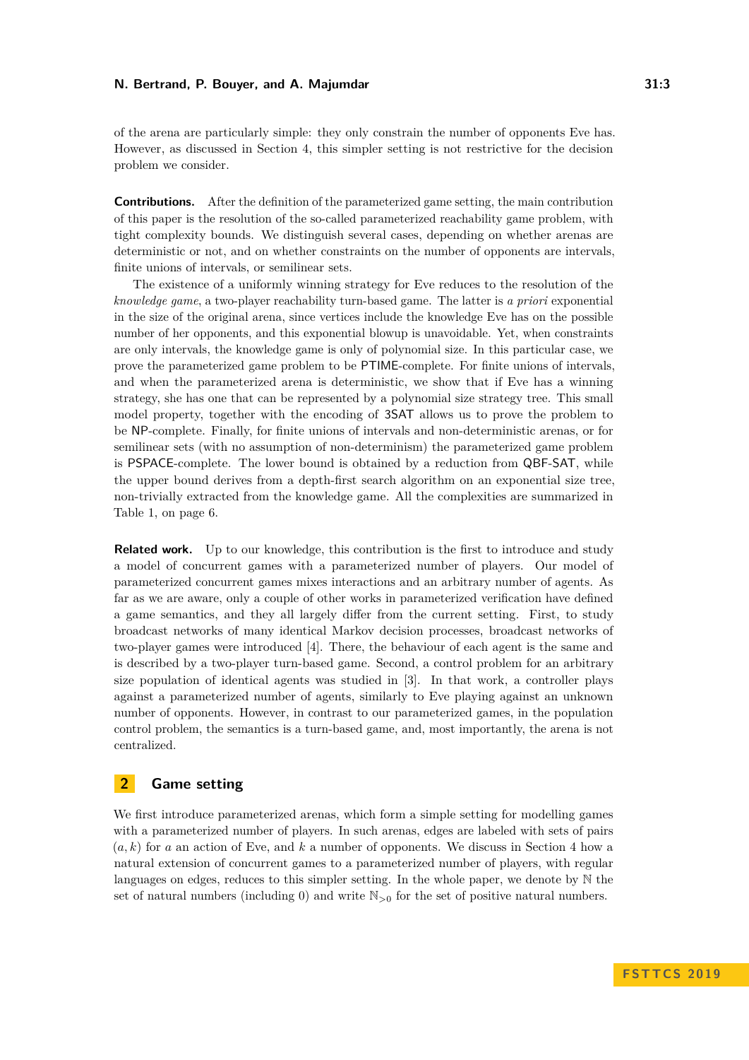of the arena are particularly simple: they only constrain the number of opponents Eve has. However, as discussed in Section 4, this simpler setting is not restrictive for the decision problem we consider.

**Contributions.** After the definition of the parameterized game setting, the main contribution of this paper is the resolution of the so-called parameterized reachability game problem, with tight complexity bounds. We distinguish several cases, depending on whether arenas are deterministic or not, and on whether constraints on the number of opponents are intervals, finite unions of intervals, or semilinear sets.

The existence of a uniformly winning strategy for Eve reduces to the resolution of the *knowledge game*, a two-player reachability turn-based game. The latter is *a priori* exponential in the size of the original arena, since vertices include the knowledge Eve has on the possible number of her opponents, and this exponential blowup is unavoidable. Yet, when constraints are only intervals, the knowledge game is only of polynomial size. In this particular case, we prove the parameterized game problem to be PTIME-complete. For finite unions of intervals, and when the parameterized arena is deterministic, we show that if Eve has a winning strategy, she has one that can be represented by a polynomial size strategy tree. This small model property, together with the encoding of 3SAT allows us to prove the problem to be NP-complete. Finally, for finite unions of intervals and non-deterministic arenas, or for semilinear sets (with no assumption of non-determinism) the parameterized game problem is PSPACE-complete. The lower bound is obtained by a reduction from QBF-SAT, while the upper bound derives from a depth-first search algorithm on an exponential size tree, non-trivially extracted from the knowledge game. All the complexities are summarized in Table 1, on page 6.

**Related work.** Up to our knowledge, this contribution is the first to introduce and study a model of concurrent games with a parameterized number of players. Our model of parameterized concurrent games mixes interactions and an arbitrary number of agents. As far as we are aware, only a couple of other works in parameterized verification have defined a game semantics, and they all largely differ from the current setting. First, to study broadcast networks of many identical Markov decision processes, broadcast networks of two-player games were introduced [4]. There, the behaviour of each agent is the same and is described by a two-player turn-based game. Second, a control problem for an arbitrary size population of identical agents was studied in [3]. In that work, a controller plays against a parameterized number of agents, similarly to Eve playing against an unknown number of opponents. However, in contrast to our parameterized games, in the population control problem, the semantics is a turn-based game, and, most importantly, the arena is not centralized.

## 2 Game setting

We first introduce parameterized arenas, which form a simple setting for modelling games with a parameterized number of players. In such arenas, edges are labeled with sets of pairs $(a, k)$ for $a$ an action of Eve, and $k$ a number of opponents. We discuss in Section 4 how a natural extension of concurrent games to a parameterized number of players, with regular languages on edges, reduces to this simpler setting. In the whole paper, we denote by $\mathbb{N}$ the set of natural numbers (including 0) and write $\mathbb{N}_{>0}$ for the set of positive natural numbers.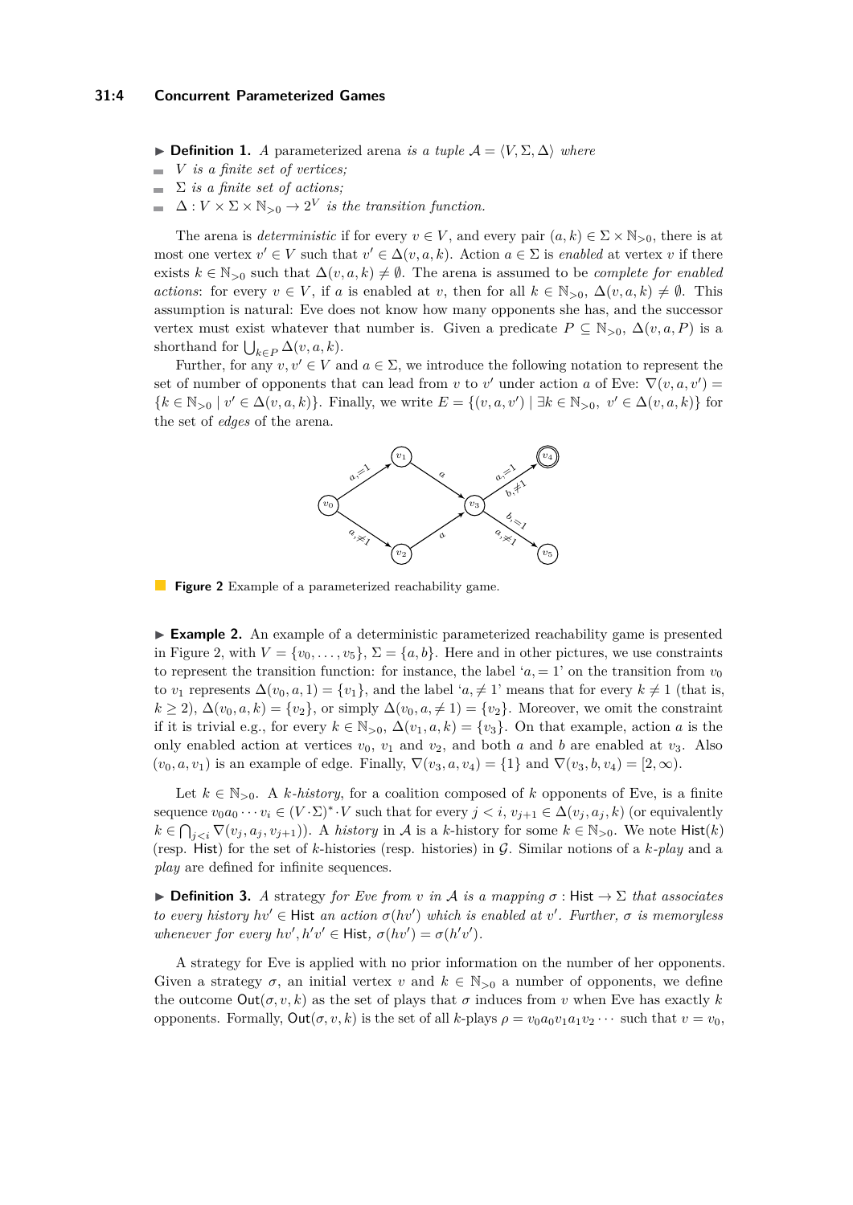▶ **Definition 1.** *A* parameterized arena *is a tuple* $\mathcal{A} = \langle V, \Sigma, \Delta \rangle$ *where*

- $V$ *is a finite set of vertices;*
- $\Sigma$ *is a finite set of actions;*
- $\Delta : V \times \Sigma \times \mathbb{N}_{>0} \to 2^V$ *is the transition function.*

The arena is *deterministic* if for every $v \in V$, and every pair $(a, k) \in \Sigma \times \mathbb{N}_{>0}$, there is at most one vertex $v' \in V$ such that $v' \in \Delta(v, a, k)$. Action $a \in \Sigma$ is *enabled* at vertex $v$ if there exists $k \in \mathbb{N}_{>0}$ such that $\Delta(v, a, k) \neq \emptyset$. The arena is assumed to be *complete for enabled actions*: for every $v \in V$, if $a$ is enabled at $v$, then for all $k \in \mathbb{N}_{>0}$, $\Delta(v, a, k) \neq \emptyset$. This assumption is natural: Eve does not know how many opponents she has, and the successor vertex must exist whatever that number is. Given a predicate $P \subseteq \mathbb{N}_{>0}$, $\Delta(v, a, P)$ is a shorthand for $\bigcup_{k \in P} \Delta(v, a, k)$.

Further, for any $v, v' \in V$ and $a \in \Sigma$, we introduce the following notation to represent the set of number of opponents that can lead from $v$ to $v'$ under action $a$ of Eve: $\nabla(v, a, v') = \{k \in \mathbb{N}_{>0} \mid v' \in \Delta(v, a, k)\}$. Finally, we write $E = \{(v, a, v') \mid \exists k \in \mathbb{N}_{>0},\ v' \in \Delta(v, a, k)\}$ for the set of *edges* of the arena.

**Figure 2** Example of a parameterized reachability game.

▶ **Example 2.** An example of a deterministic parameterized reachability game is presented in Figure 2, with $V = \{v_0, \ldots, v_5\}$, $\Sigma = \{a, b\}$. Here and in other pictures, we use constraints to represent the transition function: for instance, the label '$a, = 1$' on the transition from $v_0$ to $v_1$ represents $\Delta(v_0, a, 1) = \{v_1\}$, and the label '$a, \neq 1$' means that for every $k \neq 1$ (that is, $k \geq 2$), $\Delta(v_0, a, k) = \{v_2\}$, or simply $\Delta(v_0, a, \neq 1) = \{v_2\}$. Moreover, we omit the constraint if it is trivial e.g., for every $k \in \mathbb{N}_{>0}$, $\Delta(v_1, a, k) = \{v_3\}$. On that example, action $a$ is the only enabled action at vertices $v_0$, $v_1$ and $v_2$, and both $a$ and $b$ are enabled at $v_3$. Also $(v_0, a, v_1)$ is an example of edge. Finally, $\nabla(v_3, a, v_4) = \{1\}$ and $\nabla(v_3, b, v_4) = [2, \infty)$.

Let $k \in \mathbb{N}_{>0}$. A *k-history*, for a coalition composed of $k$ opponents of Eve, is a finite sequence $v_0 a_0 \cdots v_i \in (V \cdot \Sigma)^* \cdot V$ such that for every $j < i$, $v_{j+1} \in \Delta(v_j, a_j, k)$ (or equivalently $k \in \bigcap_{j<i} \nabla(v_j, a_j, v_{j+1})$). A *history* in $\mathcal{A}$ is a $k$-history for some $k \in \mathbb{N}_{>0}$. We note $\mathsf{Hist}(k)$ (resp. $\mathsf{Hist}$) for the set of $k$-histories (resp. histories) in $\mathcal{G}$. Similar notions of a *k-play* and a *play* are defined for infinite sequences.

▶ **Definition 3.** *A* strategy *for Eve from $v$ in $\mathcal{A}$ is a mapping $\sigma : \mathsf{Hist} \to \Sigma$ that associates to every history $hv' \in \mathsf{Hist}$ an action $\sigma(hv')$ which is enabled at $v'$. Further, $\sigma$ is memoryless whenever for every $hv', h'v' \in \mathsf{Hist}$, $\sigma(hv') = \sigma(h'v')$.*

A strategy for Eve is applied with no prior information on the number of her opponents. Given a strategy $\sigma$, an initial vertex $v$ and $k \in \mathbb{N}_{>0}$ a number of opponents, we define the outcome $\mathsf{Out}(\sigma, v, k)$ as the set of plays that $\sigma$ induces from $v$ when Eve has exactly $k$ opponents. Formally, $\mathsf{Out}(\sigma, v, k)$ is the set of all $k$-plays $\rho = v_0 a_0 v_1 a_1 v_2 \cdots$ such that $v = v_0$,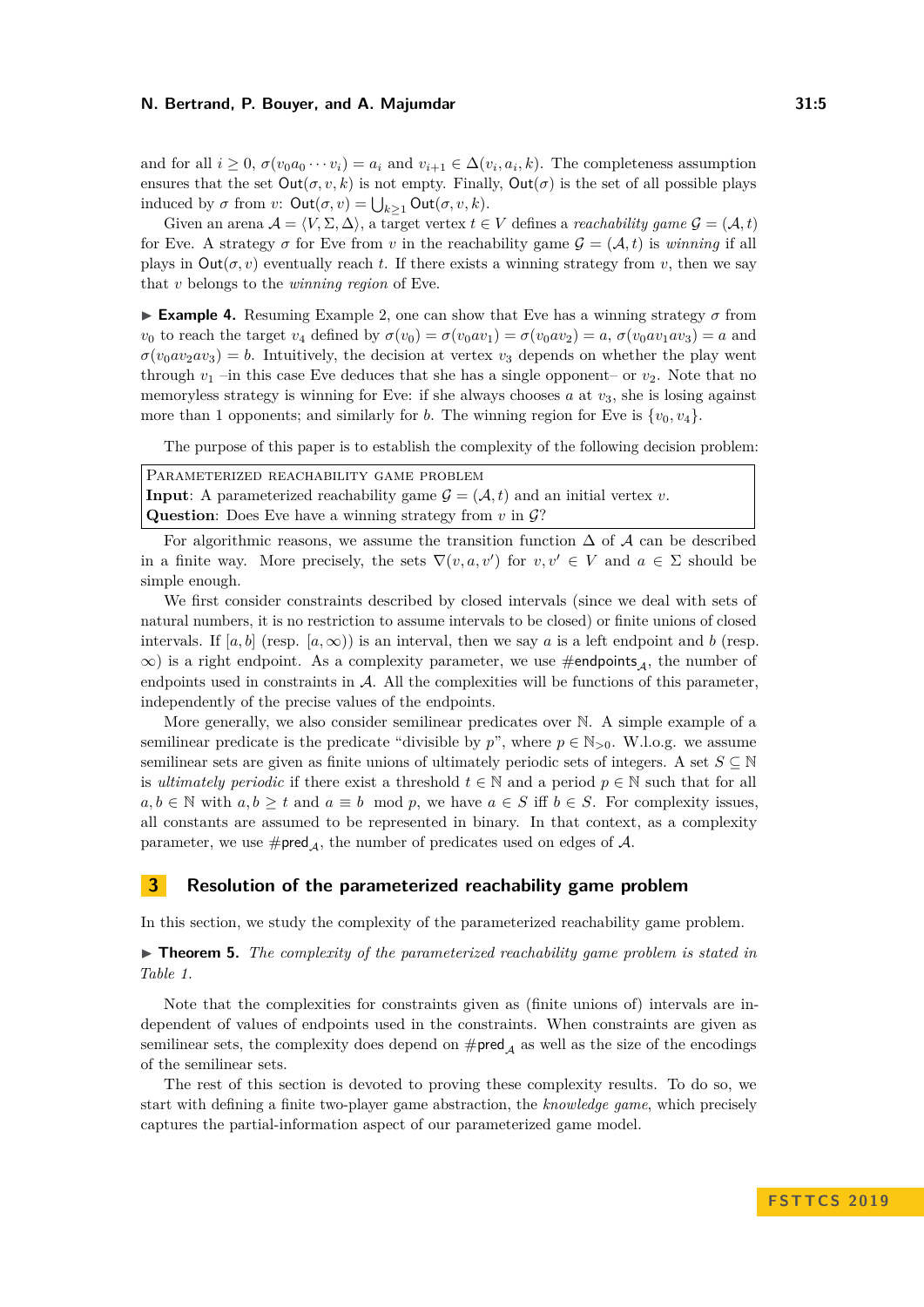and for all $i \geq 0$, $\sigma(v_0 a_0 \cdots v_i) = a_i$ and $v_{i+1} \in \Delta(v_i, a_i, k)$. The completeness assumption ensures that the set $\mathsf{Out}(\sigma, v, k)$ is not empty. Finally, $\mathsf{Out}(\sigma)$ is the set of all possible plays induced by $\sigma$ from $v$: $\mathsf{Out}(\sigma, v) = \bigcup_{k \geq 1} \mathsf{Out}(\sigma, v, k)$.

Given an arena $\mathcal{A} = \langle V, \Sigma, \Delta \rangle$, a target vertex $t \in V$ defines a *reachability game* $\mathcal{G} = (\mathcal{A}, t)$ for Eve. A strategy $\sigma$ for Eve from $v$ in the reachability game $\mathcal{G} = (\mathcal{A}, t)$ is *winning* if all plays in $\mathsf{Out}(\sigma, v)$ eventually reach $t$. If there exists a winning strategy from $v$, then we say that $v$ belongs to the *winning region* of Eve.

▶ **Example 4.** Resuming Example 2, one can show that Eve has a winning strategy $\sigma$ from $v_0$ to reach the target $v_4$ defined by $\sigma(v_0) = \sigma(v_0 a v_1) = \sigma(v_0 a v_2) = a$, $\sigma(v_0 a v_1 a v_3) = a$ and $\sigma(v_0 a v_2 a v_3) = b$. Intuitively, the decision at vertex $v_3$ depends on whether the play went through $v_1$ –in this case Eve deduces that she has a single opponent– or $v_2$. Note that no memoryless strategy is winning for Eve: if she always chooses $a$ at $v_3$, she is losing against more than 1 opponents; and similarly for $b$. The winning region for Eve is $\{v_0, v_4\}$.

The purpose of this paper is to establish the complexity of the following decision problem:

> PARAMETERIZED REACHABILITY GAME PROBLEM
> **Input**: A parameterized reachability game $\mathcal{G} = (\mathcal{A}, t)$ and an initial vertex $v$.
> **Question**: Does Eve have a winning strategy from $v$ in $\mathcal{G}$?

For algorithmic reasons, we assume the transition function $\Delta$ of $\mathcal{A}$ can be described in a finite way. More precisely, the sets $\nabla(v, a, v')$ for $v, v' \in V$ and $a \in \Sigma$ should be simple enough.

We first consider constraints described by closed intervals (since we deal with sets of natural numbers, it is no restriction to assume intervals to be closed) or finite unions of closed intervals. If $[a, b]$ (resp. $[a, \infty)$) is an interval, then we say $a$ is a left endpoint and $b$ (resp. $\infty$) is a right endpoint. As a complexity parameter, we use $\#\mathsf{endpoints}_{\mathcal{A}}$, the number of endpoints used in constraints in $\mathcal{A}$. All the complexities will be functions of this parameter, independently of the precise values of the endpoints.

More generally, we also consider semilinear predicates over $\mathbb{N}$. A simple example of a semilinear predicate is the predicate "divisible by $p$", where $p \in \mathbb{N}_{>0}$. W.l.o.g. we assume semilinear sets are given as finite unions of ultimately periodic sets of integers. A set $S \subseteq \mathbb{N}$ is *ultimately periodic* if there exist a threshold $t \in \mathbb{N}$ and a period $p \in \mathbb{N}$ such that for all $a, b \in \mathbb{N}$ with $a, b \geq t$ and $a \equiv b \mod p$, we have $a \in S$ iff $b \in S$. For complexity issues, all constants are assumed to be represented in binary. In that context, as a complexity parameter, we use $\#\mathsf{pred}_{\mathcal{A}}$, the number of predicates used on edges of $\mathcal{A}$.

## 3 Resolution of the parameterized reachability game problem

In this section, we study the complexity of the parameterized reachability game problem.

▶ **Theorem 5.** *The complexity of the parameterized reachability game problem is stated in Table 1.*

Note that the complexities for constraints given as (finite unions of) intervals are independent of values of endpoints used in the constraints. When constraints are given as semilinear sets, the complexity does depend on $\#\mathsf{pred}_{\mathcal{A}}$ as well as the size of the encodings of the semilinear sets.

The rest of this section is devoted to proving these complexity results. To do so, we start with defining a finite two-player game abstraction, the *knowledge game*, which precisely captures the partial-information aspect of our parameterized game model.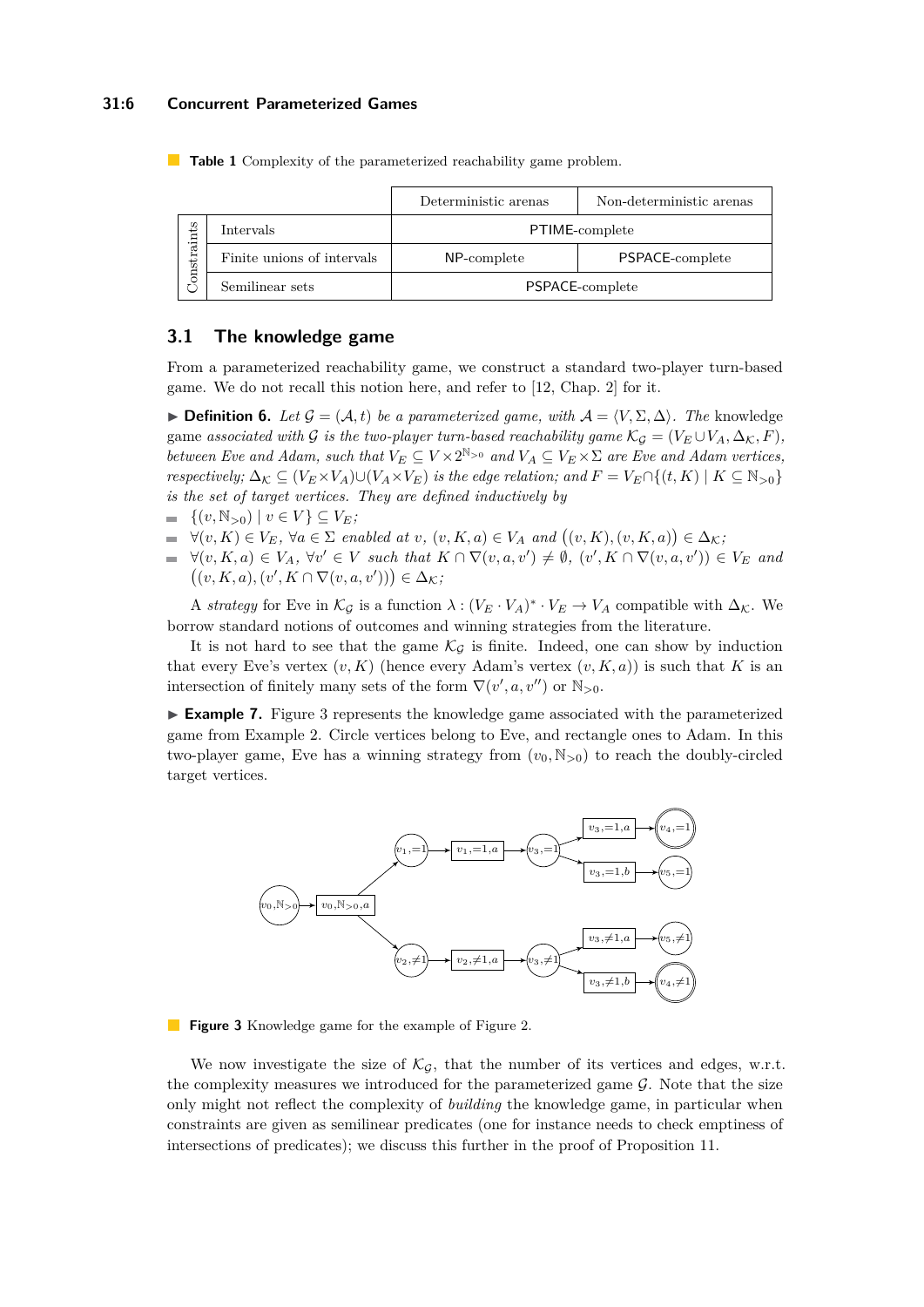**Table 1** Complexity of the parameterized reachability game problem.

| | | Deterministic arenas | Non-deterministic arenas |
|---|---|---|---|
| Constraints | Intervals | PTIME-complete | |
| | Finite unions of intervals | NP-complete | PSPACE-complete |
| | Semilinear sets | PSPACE-complete | |

## 3.1 The knowledge game

From a parameterized reachability game, we construct a standard two-player turn-based game. We do not recall this notion here, and refer to [12, Chap. 2] for it.

▶ **Definition 6.** *Let $\mathcal{G} = (\mathcal{A}, t)$ be a parameterized game, with $\mathcal{A} = \langle V, \Sigma, \Delta\rangle$. The* knowledge game *associated with $\mathcal{G}$ is the two-player turn-based reachability game $\mathcal{K}_\mathcal{G} = (V_E \cup V_A, \Delta_\mathcal{K}, F)$, between Eve and Adam, such that $V_E \subseteq V \times 2^{\mathbb{N}_{>0}}$ and $V_A \subseteq V_E \times \Sigma$ are Eve and Adam vertices, respectively; $\Delta_\mathcal{K} \subseteq (V_E \times V_A) \cup (V_A \times V_E)$ is the edge relation; and $F = V_E \cap \{(t, K) \mid K \subseteq \mathbb{N}_{>0}\}$ is the set of target vertices. They are defined inductively by*

- $\{(v, \mathbb{N}_{>0}) \mid v \in V\} \subseteq V_E$;
- $\forall (v, K) \in V_E$, $\forall a \in \Sigma$ *enabled at* $v$, $(v, K, a) \in V_A$ *and* $\big((v, K), (v, K, a)\big) \in \Delta_\mathcal{K}$;
- $\forall (v, K, a) \in V_A$, $\forall v' \in V$ *such that* $K \cap \nabla(v, a, v') \neq \emptyset$, $(v', K \cap \nabla(v, a, v')) \in V_E$ *and* $\big((v, K, a), (v', K \cap \nabla(v, a, v'))\big) \in \Delta_\mathcal{K}$;

A *strategy* for Eve in $\mathcal{K}_\mathcal{G}$ is a function $\lambda : (V_E \cdot V_A)^* \cdot V_E \to V_A$ compatible with $\Delta_\mathcal{K}$. We borrow standard notions of outcomes and winning strategies from the literature.

It is not hard to see that the game $\mathcal{K}_\mathcal{G}$ is finite. Indeed, one can show by induction that every Eve's vertex $(v, K)$ (hence every Adam's vertex $(v, K, a)$) is such that $K$ is an intersection of finitely many sets of the form $\nabla(v', a, v'')$ or $\mathbb{N}_{>0}$.

▶ **Example 7.** Figure 3 represents the knowledge game associated with the parameterized game from Example 2. Circle vertices belong to Eve, and rectangle ones to Adam. In this two-player game, Eve has a winning strategy from $(v_0, \mathbb{N}_{>0})$ to reach the doubly-circled target vertices.

**Figure 3** Knowledge game for the example of Figure 2.

We now investigate the size of $\mathcal{K}_\mathcal{G}$, that the number of its vertices and edges, w.r.t. the complexity measures we introduced for the parameterized game $\mathcal{G}$. Note that the size only might not reflect the complexity of *building* the knowledge game, in particular when constraints are given as semilinear predicates (one for instance needs to check emptiness of intersections of predicates); we discuss this further in the proof of Proposition 11.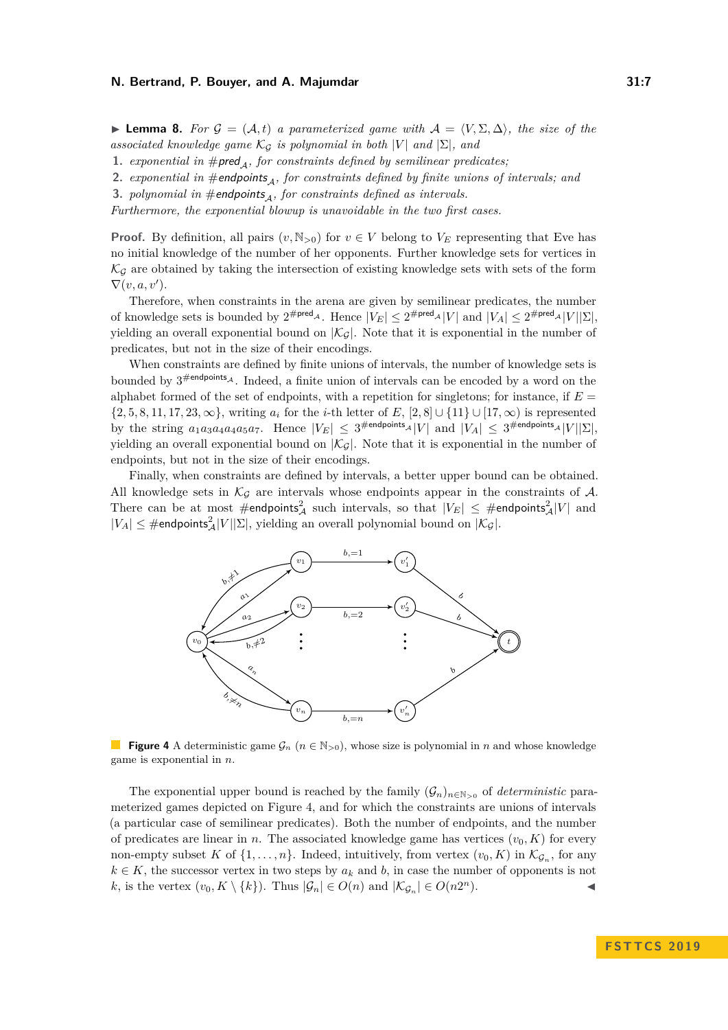▶ **Lemma 8.** *For $\mathcal{G} = (\mathcal{A}, t)$ a parameterized game with $\mathcal{A} = \langle V, \Sigma, \Delta \rangle$, the size of the associated knowledge game $\mathcal{K}_\mathcal{G}$ is polynomial in both $|V|$ and $|\Sigma|$, and*

1. *exponential in $\#\mathsf{pred}_\mathcal{A}$, for constraints defined by semilinear predicates;*
2. *exponential in $\#\mathsf{endpoints}_\mathcal{A}$, for constraints defined by finite unions of intervals; and*
3. *polynomial in $\#\mathsf{endpoints}_\mathcal{A}$, for constraints defined as intervals.*

*Furthermore, the exponential blowup is unavoidable in the two first cases.*

**Proof.** By definition, all pairs $(v, \mathbb{N}_{>0})$ for $v \in V$ belong to $V_E$ representing that Eve has no initial knowledge of the number of her opponents. Further knowledge sets for vertices in $\mathcal{K}_\mathcal{G}$ are obtained by taking the intersection of existing knowledge sets with sets of the form $\nabla(v, a, v')$.

Therefore, when constraints in the arena are given by semilinear predicates, the number of knowledge sets is bounded by $2^{\#\mathsf{pred}_\mathcal{A}}$. Hence $|V_E| \leq 2^{\#\mathsf{pred}_\mathcal{A}}|V|$ and $|V_A| \leq 2^{\#\mathsf{pred}_\mathcal{A}}|V||\Sigma|$, yielding an overall exponential bound on $|\mathcal{K}_\mathcal{G}|$. Note that it is exponential in the number of predicates, but not in the size of their encodings.

When constraints are defined by finite unions of intervals, the number of knowledge sets is bounded by $3^{\#\mathsf{endpoints}_\mathcal{A}}$. Indeed, a finite union of intervals can be encoded by a word on the alphabet formed of the set of endpoints, with a repetition for singletons; for instance, if $E = \{2, 5, 8, 11, 17, 23, \infty\}$, writing $a_i$ for the $i$-th letter of $E$, $[2, 8] \cup \{11\} \cup [17, \infty)$ is represented by the string $a_1 a_3 a_4 a_4 a_5 a_7$. Hence $|V_E| \leq 3^{\#\mathsf{endpoints}_\mathcal{A}}|V|$ and $|V_A| \leq 3^{\#\mathsf{endpoints}_\mathcal{A}}|V||\Sigma|$, yielding an overall exponential bound on $|\mathcal{K}_\mathcal{G}|$. Note that it is exponential in the number of endpoints, but not in the size of their encodings.

Finally, when constraints are defined by intervals, a better upper bound can be obtained. All knowledge sets in $\mathcal{K}_\mathcal{G}$ are intervals whose endpoints appear in the constraints of $\mathcal{A}$. There can be at most $\#\mathsf{endpoints}^2_\mathcal{A}$ such intervals, so that $|V_E| \leq \#\mathsf{endpoints}^2_\mathcal{A}|V|$ and $|V_A| \leq \#\mathsf{endpoints}^2_\mathcal{A}|V||\Sigma|$, yielding an overall polynomial bound on $|\mathcal{K}_\mathcal{G}|$.

**Figure 4** A deterministic game $\mathcal{G}_n$ ($n \in \mathbb{N}_{>0}$), whose size is polynomial in $n$ and whose knowledge game is exponential in $n$.

The exponential upper bound is reached by the family $(\mathcal{G}_n)_{n \in \mathbb{N}_{>0}}$ of *deterministic* parameterized games depicted on Figure 4, and for which the constraints are unions of intervals (a particular case of semilinear predicates). Both the number of endpoints, and the number of predicates are linear in $n$. The associated knowledge game has vertices $(v_0, K)$ for every non-empty subset $K$ of $\{1, \ldots, n\}$. Indeed, intuitively, from vertex $(v_0, K)$ in $\mathcal{K}_{\mathcal{G}_n}$, for any $k \in K$, the successor vertex in two steps by $a_k$ and $b$, in case the number of opponents is not $k$, is the vertex $(v_0, K \setminus \{k\})$. Thus $|\mathcal{G}_n| \in O(n)$ and $|\mathcal{K}_{\mathcal{G}_n}| \in O(n2^n)$. ◀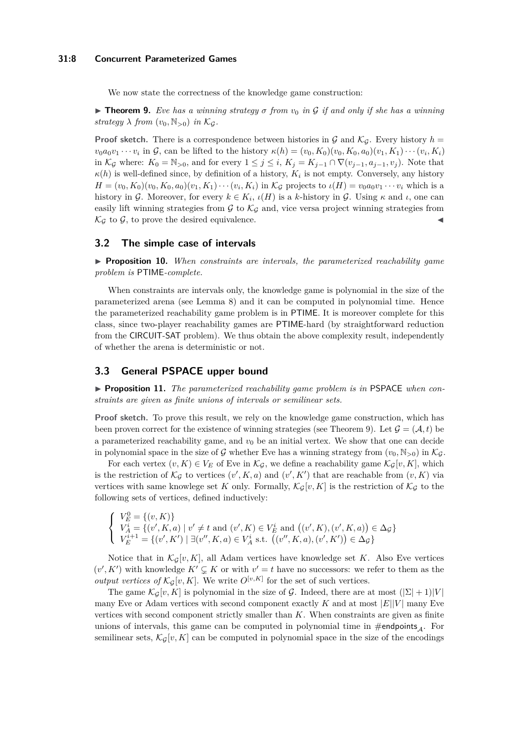We now state the correctness of the knowledge game construction:

▶ **Theorem 9.** *Eve has a winning strategy $\sigma$ from $v_0$ in $\mathcal{G}$ if and only if she has a winning strategy $\lambda$ from $(v_0, \mathbb{N}_{>0})$ in $\mathcal{K}_{\mathcal{G}}$.*

**Proof sketch.** There is a correspondence between histories in $\mathcal{G}$ and $\mathcal{K}_{\mathcal{G}}$. Every history $h = v_0 a_0 v_1 \cdots v_i$ in $\mathcal{G}$, can be lifted to the history $\kappa(h) = (v_0, K_0)(v_0, K_0, a_0)(v_1, K_1) \cdots (v_i, K_i)$ in $\mathcal{K}_{\mathcal{G}}$ where: $K_0 = \mathbb{N}_{>0}$, and for every $1 \leq j \leq i$, $K_j = K_{j-1} \cap \nabla(v_{j-1}, a_{j-1}, v_j)$. Note that $\kappa(h)$ is well-defined since, by definition of a history, $K_i$ is not empty. Conversely, any history $H = (v_0, K_0)(v_0, K_0, a_0)(v_1, K_1) \cdots (v_i, K_i)$ in $\mathcal{K}_{\mathcal{G}}$ projects to $\iota(H) = v_0 a_0 v_1 \cdots v_i$ which is a history in $\mathcal{G}$. Moreover, for every $k \in K_i$, $\iota(H)$ is a $k$-history in $\mathcal{G}$. Using $\kappa$ and $\iota$, one can easily lift winning strategies from $\mathcal{G}$ to $\mathcal{K}_{\mathcal{G}}$ and, vice versa project winning strategies from $\mathcal{K}_{\mathcal{G}}$ to $\mathcal{G}$, to prove the desired equivalence. ◀

## 3.2 The simple case of intervals

▶ **Proposition 10.** *When constraints are intervals, the parameterized reachability game problem is* PTIME*-complete.*

When constraints are intervals only, the knowledge game is polynomial in the size of the parameterized arena (see Lemma 8) and it can be computed in polynomial time. Hence the parameterized reachability game problem is in PTIME. It is moreover complete for this class, since two-player reachability games are PTIME-hard (by straightforward reduction from the CIRCUIT-SAT problem). We thus obtain the above complexity result, independently of whether the arena is deterministic or not.

## 3.3 General PSPACE upper bound

▶ **Proposition 11.** *The parameterized reachability game problem is in* PSPACE *when constraints are given as finite unions of intervals or semilinear sets.*

**Proof sketch.** To prove this result, we rely on the knowledge game construction, which has been proven correct for the existence of winning strategies (see Theorem 9). Let $\mathcal{G} = (\mathcal{A}, t)$ be a parameterized reachability game, and $v_0$ be an initial vertex. We show that one can decide in polynomial space in the size of $\mathcal{G}$ whether Eve has a winning strategy from $(v_0, \mathbb{N}_{>0})$ in $\mathcal{K}_{\mathcal{G}}$.

For each vertex $(v, K) \in V_E$ of Eve in $\mathcal{K}_{\mathcal{G}}$, we define a reachability game $\mathcal{K}_{\mathcal{G}}[v, K]$, which is the restriction of $\mathcal{K}_{\mathcal{G}}$ to vertices $(v', K, a)$ and $(v', K')$ that are reachable from $(v, K)$ via vertices with same knowlege set $K$ only. Formally, $\mathcal{K}_{\mathcal{G}}[v, K]$ is the restriction of $\mathcal{K}_{\mathcal{G}}$ to the following sets of vertices, defined inductively:

$$\begin{cases} V_E^0 = \{(v, K)\} \\ V_A^i = \{(v', K, a) \mid v' \neq t \text{ and } (v', K) \in V_E^i \text{ and } \big((v', K), (v', K, a)\big) \in \Delta_{\mathcal{G}}\} \\ V_E^{i+1} = \{(v', K') \mid \exists (v'', K, a) \in V_A^i \text{ s.t. } \big((v'', K, a), (v', K')\big) \in \Delta_{\mathcal{G}}\} \end{cases}$$

Notice that in $\mathcal{K}_{\mathcal{G}}[v, K]$, all Adam vertices have knowledge set $K$. Also Eve vertices $(v', K')$ with knowledge $K' \subsetneq K$ or with $v' = t$ have no successors: we refer to them as the *output vertices of* $\mathcal{K}_{\mathcal{G}}[v, K]$. We write $O^{[v,K]}$ for the set of such vertices.

The game $\mathcal{K}_{\mathcal{G}}[v, K]$ is polynomial in the size of $\mathcal{G}$. Indeed, there are at most $(|\Sigma| + 1)|V|$ many Eve or Adam vertices with second component exactly $K$ and at most $|E||V|$ many Eve vertices with second component strictly smaller than $K$. When constraints are given as finite unions of intervals, this game can be computed in polynomial time in $\#\mathsf{endpoints}_{\mathcal{A}}$. For semilinear sets, $\mathcal{K}_{\mathcal{G}}[v, K]$ can be computed in polynomial space in the size of the encodings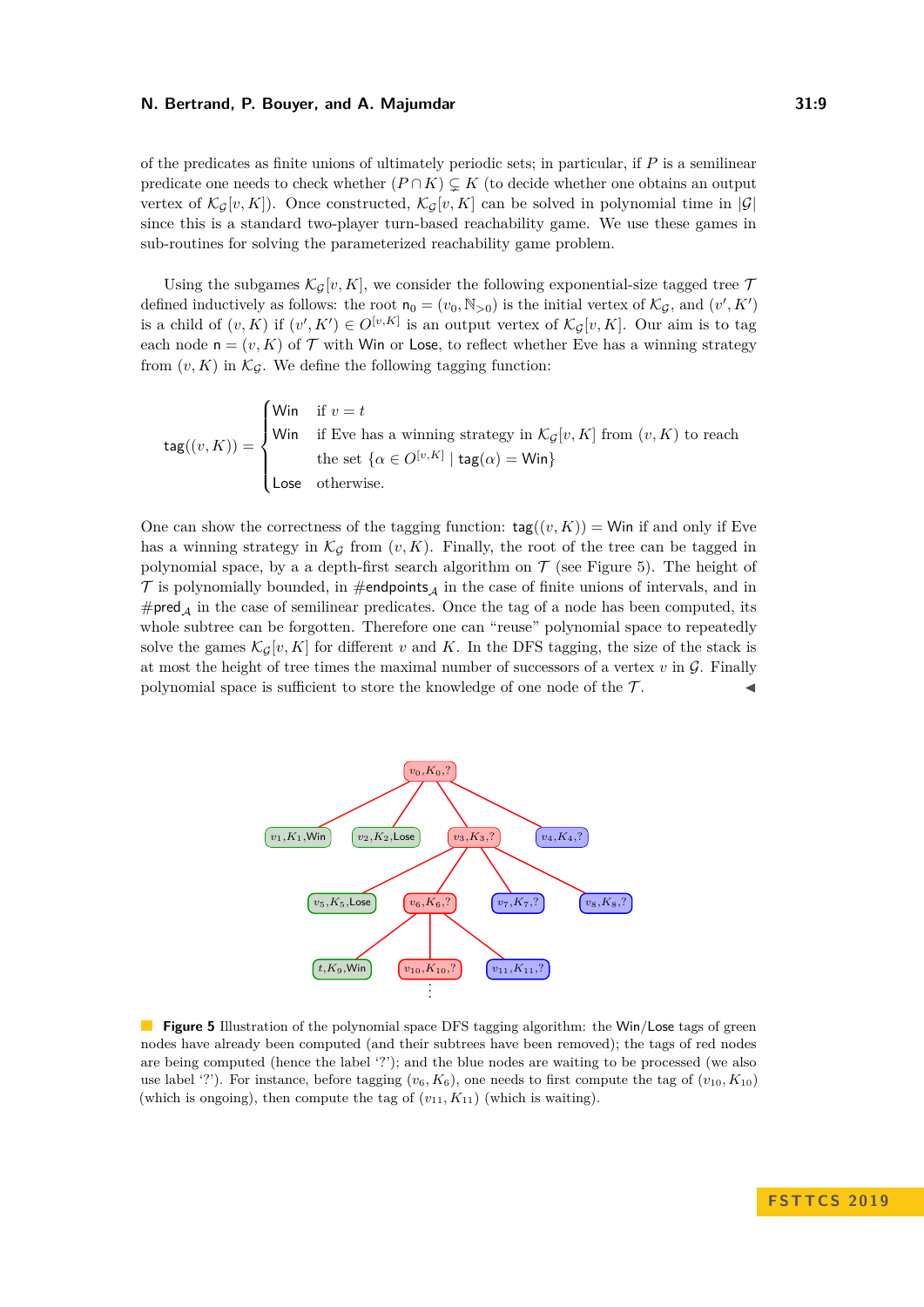of the predicates as finite unions of ultimately periodic sets; in particular, if $P$ is a semilinear predicate one needs to check whether $(P \cap K) \subsetneq K$ (to decide whether one obtains an output vertex of $\mathcal{K}_\mathcal{G}[v, K]$). Once constructed, $\mathcal{K}_\mathcal{G}[v, K]$ can be solved in polynomial time in $|\mathcal{G}|$ since this is a standard two-player turn-based reachability game. We use these games in sub-routines for solving the parameterized reachability game problem.

Using the subgames $\mathcal{K}_\mathcal{G}[v, K]$, we consider the following exponential-size tagged tree $\mathcal{T}$ defined inductively as follows: the root $\mathsf{n}_0 = (v_0, \mathbb{N}_{>0})$ is the initial vertex of $\mathcal{K}_\mathcal{G}$, and $(v', K')$ is a child of $(v, K)$ if $(v', K') \in O^{[v,K]}$ is an output vertex of $\mathcal{K}_\mathcal{G}[v, K]$. Our aim is to tag each node $\mathsf{n} = (v, K)$ of $\mathcal{T}$ with $\mathsf{Win}$ or $\mathsf{Lose}$, to reflect whether Eve has a winning strategy from $(v, K)$ in $\mathcal{K}_\mathcal{G}$. We define the following tagging function:

$$\mathsf{tag}((v, K)) = \begin{cases} \mathsf{Win} & \text{if } v = t \\ \mathsf{Win} & \text{if Eve has a winning strategy in } \mathcal{K}_\mathcal{G}[v, K] \text{ from } (v, K) \text{ to reach} \\ & \text{the set } \{\alpha \in O^{[v,K]} \mid \mathsf{tag}(\alpha) = \mathsf{Win}\} \\ \mathsf{Lose} & \text{otherwise.} \end{cases}$$

One can show the correctness of the tagging function: $\mathsf{tag}((v, K)) = \mathsf{Win}$ if and only if Eve has a winning strategy in $\mathcal{K}_\mathcal{G}$ from $(v, K)$. Finally, the root of the tree can be tagged in polynomial space, by a depth-first search algorithm on $\mathcal{T}$ (see Figure 5). The height of $\mathcal{T}$ is polynomially bounded, in $\#\mathsf{endpoints}_\mathcal{A}$ in the case of finite unions of intervals, and in $\#\mathsf{pred}_\mathcal{A}$ in the case of semilinear predicates. Once the tag of a node has been computed, its whole subtree can be forgotten. Therefore one can "reuse" polynomial space to repeatedly solve the games $\mathcal{K}_\mathcal{G}[v, K]$ for different $v$ and $K$. In the DFS tagging, the size of the stack is at most the height of tree times the maximal number of successors of a vertex $v$ in $\mathcal{G}$. Finally polynomial space is sufficient to store the knowledge of one node of the $\mathcal{T}$. ◀

**Figure 5** Illustration of the polynomial space DFS tagging algorithm: the $\mathsf{Win}$/$\mathsf{Lose}$ tags of green nodes have already been computed (and their subtrees have been removed); the tags of red nodes are being computed (hence the label '?'); and the blue nodes are waiting to be processed (we also use label '?'). For instance, before tagging $(v_6, K_6)$, one needs to first compute the tag of $(v_{10}, K_{10})$ (which is ongoing), then compute the tag of $(v_{11}, K_{11})$ (which is waiting).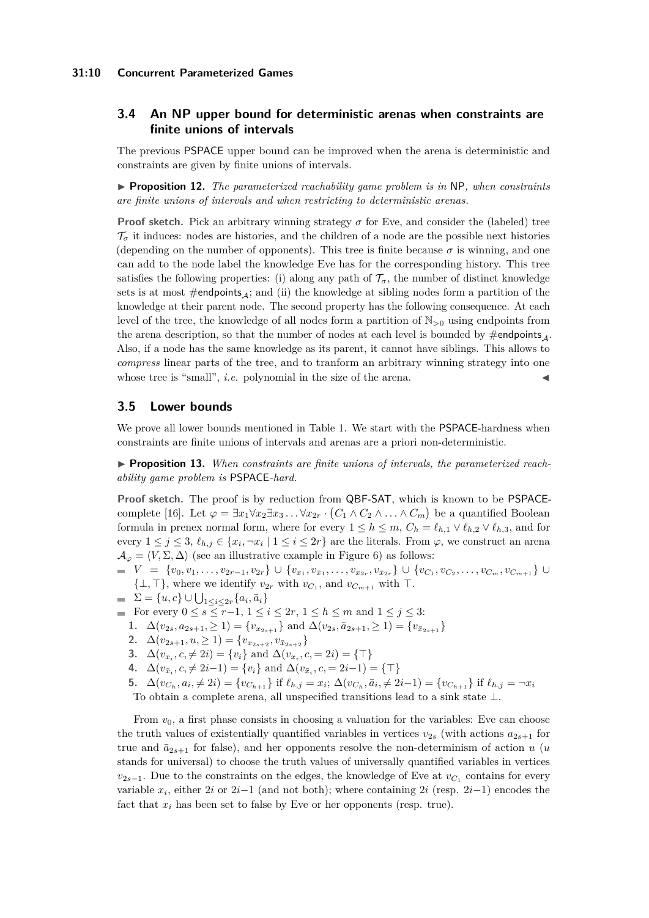## 3.4 An NP upper bound for deterministic arenas when constraints are finite unions of intervals

The previous PSPACE upper bound can be improved when the arena is deterministic and constraints are given by finite unions of intervals.

▶ **Proposition 12.** *The parameterized reachability game problem is in* NP*, when constraints are finite unions of intervals and when restricting to deterministic arenas.*

**Proof sketch.** Pick an arbitrary winning strategy $\sigma$ for Eve, and consider the (labeled) tree $\mathcal{T}_\sigma$ it induces: nodes are histories, and the children of a node are the possible next histories (depending on the number of opponents). This tree is finite because $\sigma$ is winning, and one can add to the node label the knowledge Eve has for the corresponding history. This tree satisfies the following properties: (i) along any path of $\mathcal{T}_\sigma$, the number of distinct knowledge sets is at most $\#\mathsf{endpoints}_\mathcal{A}$; and (ii) the knowledge at sibling nodes form a partition of the knowledge at their parent node. The second property has the following consequence. At each level of the tree, the knowledge of all nodes form a partition of $\mathbb{N}_{>0}$ using endpoints from the arena description, so that the number of nodes at each level is bounded by $\#\mathsf{endpoints}_\mathcal{A}$. Also, if a node has the same knowledge as its parent, it cannot have siblings. This allows to *compress* linear parts of the tree, and to tranform an arbitrary winning strategy into one whose tree is "small", *i.e.* polynomial in the size of the arena. ◀

## 3.5 Lower bounds

We prove all lower bounds mentioned in Table 1. We start with the PSPACE-hardness when constraints are finite unions of intervals and arenas are a priori non-deterministic.

▶ **Proposition 13.** *When constraints are finite unions of intervals, the parameterized reachability game problem is* PSPACE*-hard.*

**Proof sketch.** The proof is by reduction from QBF-SAT, which is known to be PSPACE-complete [16]. Let $\varphi = \exists x_1 \forall x_2 \exists x_3 \ldots \forall x_{2r} \cdot (C_1 \wedge C_2 \wedge \ldots \wedge C_m)$ be a quantified Boolean formula in prenex normal form, where for every $1 \le h \le m$, $C_h = \ell_{h,1} \vee \ell_{h,2} \vee \ell_{h,3}$, and for every $1 \le j \le 3$, $\ell_{h,j} \in \{x_i, \neg x_i \mid 1 \le i \le 2r\}$ are the literals. From $\varphi$, we construct an arena $\mathcal{A}_\varphi = \langle V, \Sigma, \Delta \rangle$ (see an illustrative example in Figure 6) as follows:

- $V = \{v_0, v_1, \ldots, v_{2r-1}, v_{2r}\} \cup \{v_{x_1}, v_{\bar{x}_1}, \ldots, v_{x_{2r}}, v_{\bar{x}_{2r}}\} \cup \{v_{C_1}, v_{C_2}, \ldots, v_{C_m}, v_{C_{m+1}}\} \cup \{\bot, \top\}$, where we identify $v_{2r}$ with $v_{C_1}$, and $v_{C_{m+1}}$ with $\top$.
- $\Sigma = \{u, c\} \cup \bigcup_{1 \le i \le 2r} \{a_i, \bar{a}_i\}$
- For every $0 \le s \le r-1$, $1 \le i \le 2r$, $1 \le h \le m$ and $1 \le j \le 3$:
  1. $\Delta(v_{2s}, a_{2s+1}, \ge 1) = \{v_{x_{2s+1}}\}$ and $\Delta(v_{2s}, \bar{a}_{2s+1}, \ge 1) = \{v_{\bar{x}_{2s+1}}\}$
  2. $\Delta(v_{2s+1}, u, \ge 1) = \{v_{x_{2s+2}}, v_{\bar{x}_{2s+2}}\}$
  3. $\Delta(v_{x_i}, c, \ne 2i) = \{v_i\}$ and $\Delta(v_{x_i}, c, = 2i) = \{\top\}$
  4. $\Delta(v_{\bar{x}_i}, c, \ne 2i-1) = \{v_i\}$ and $\Delta(v_{\bar{x}_i}, c, = 2i-1) = \{\top\}$
  5. $\Delta(v_{C_h}, a_i, \ne 2i) = \{v_{C_{h+1}}\}$ if $\ell_{h,j} = x_i$; $\Delta(v_{C_h}, \bar{a}_i, \ne 2i-1) = \{v_{C_{h+1}}\}$ if $\ell_{h,j} = \neg x_i$

  To obtain a complete arena, all unspecified transitions lead to a sink state $\bot$.

From $v_0$, a first phase consists in choosing a valuation for the variables: Eve can choose the truth values of existentially quantified variables in vertices $v_{2s}$ (with actions $a_{2s+1}$ for true and $\bar{a}_{2s+1}$ for false), and her opponents resolve the non-determinism of action $u$ ($u$ stands for universal) to choose the truth values of universally quantified variables in vertices $v_{2s-1}$. Due to the constraints on the edges, the knowledge of Eve at $v_{C_1}$ contains for every variable $x_i$, either $2i$ or $2i-1$ (and not both); where containing $2i$ (resp. $2i-1$) encodes the fact that $x_i$ has been set to false by Eve or her opponents (resp. true).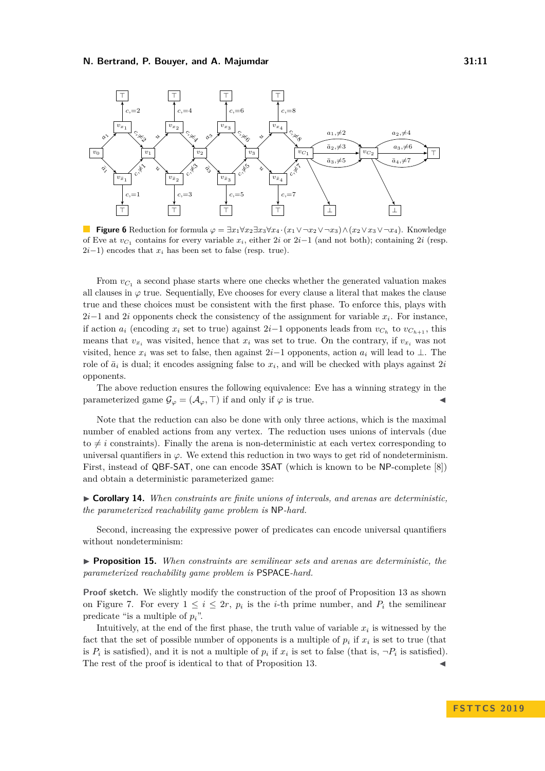**Figure 6** Reduction for formula $\varphi = \exists x_1 \forall x_2 \exists x_3 \forall x_4 \cdot (x_1 \vee \neg x_2 \vee \neg x_3) \wedge (x_2 \vee x_3 \vee \neg x_4)$. Knowledge of Eve at $v_{C_1}$ contains for every variable $x_i$, either $2i$ or $2i{-}1$ (and not both); containing $2i$ (resp. $2i{-}1$) encodes that $x_i$ has been set to false (resp. true).

From $v_{C_1}$ a second phase starts where one checks whether the generated valuation makes all clauses in $\varphi$ true. Sequentially, Eve chooses for every clause a literal that makes the clause true and these choices must be consistent with the first phase. To enforce this, plays with $2i{-}1$ and $2i$ opponents check the consistency of the assignment for variable $x_i$. For instance, if action $a_i$ (encoding $x_i$ set to true) against $2i{-}1$ opponents leads from $v_{C_h}$ to $v_{C_{h+1}}$, this means that $v_{x_i}$ was visited, hence that $x_i$ was set to true. On the contrary, if $v_{x_i}$ was not visited, hence $x_i$ was set to false, then against $2i{-}1$ opponents, action $a_i$ will lead to $\bot$. The role of $\bar{a}_i$ is dual; it encodes assigning false to $x_i$, and will be checked with plays against $2i$ opponents.

The above reduction ensures the following equivalence: Eve has a winning strategy in the parameterized game $\mathcal{G}_\varphi = (\mathcal{A}_\varphi, \top)$ if and only if $\varphi$ is true. ◀

Note that the reduction can also be done with only three actions, which is the maximal number of enabled actions from any vertex. The reduction uses unions of intervals (due to $\neq i$ constraints). Finally the arena is non-deterministic at each vertex corresponding to universal quantifiers in $\varphi$. We extend this reduction in two ways to get rid of nondeterminism. First, instead of QBF-SAT, one can encode 3SAT (which is known to be NP-complete [8]) and obtain a deterministic parameterized game:

▶ **Corollary 14.** *When constraints are finite unions of intervals, and arenas are deterministic, the parameterized reachability game problem is* NP*-hard.*

Second, increasing the expressive power of predicates can encode universal quantifiers without nondeterminism:

▶ **Proposition 15.** *When constraints are semilinear sets and arenas are deterministic, the parameterized reachability game problem is* PSPACE*-hard.*

**Proof sketch.** We slightly modify the construction of the proof of Proposition 13 as shown on Figure 7. For every $1 \le i \le 2r$, $p_i$ is the $i$-th prime number, and $P_i$ the semilinear predicate "is a multiple of $p_i$".

Intuitively, at the end of the first phase, the truth value of variable $x_i$ is witnessed by the fact that the set of possible number of opponents is a multiple of $p_i$ if $x_i$ is set to true (that is $P_i$ is satisfied), and it is not a multiple of $p_i$ if $x_i$ is set to false (that is, $\neg P_i$ is satisfied). The rest of the proof is identical to that of Proposition 13. ◀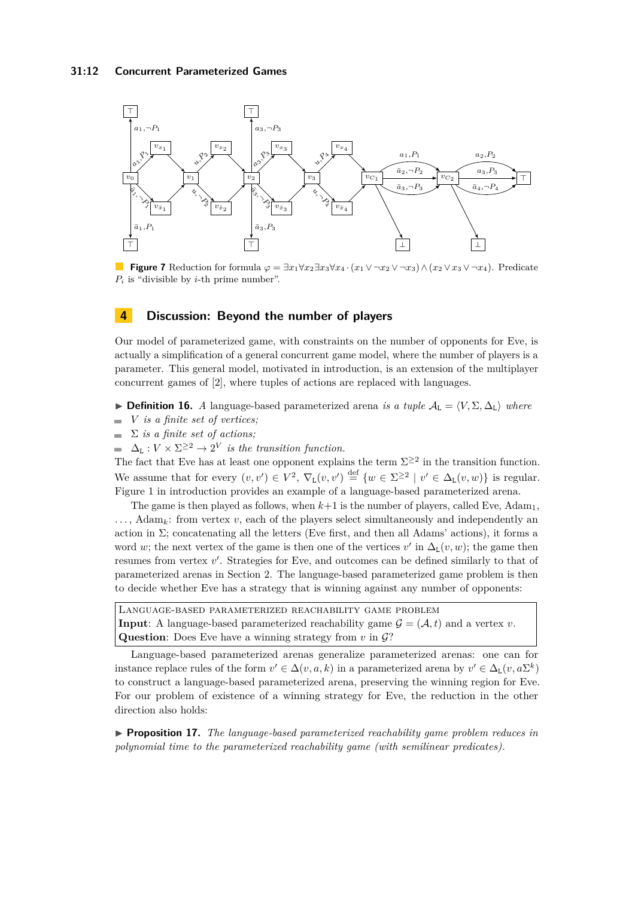**Figure 7** Reduction for formula $\varphi = \exists x_1 \forall x_2 \exists x_3 \forall x_4 \cdot (x_1 \vee \neg x_2 \vee \neg x_3) \wedge (x_2 \vee x_3 \vee \neg x_4)$. Predicate $P_i$ is "divisible by $i$-th prime number".

## 4 Discussion: Beyond the number of players

Our model of parameterized game, with constraints on the number of opponents for Eve, is actually a simplification of a general concurrent game model, where the number of players is a parameter. This general model, motivated in introduction, is an extension of the multiplayer concurrent games of [2], where tuples of actions are replaced with languages.

▶ **Definition 16.** *A* language-based parameterized arena *is a tuple* $\mathcal{A}_{\mathtt{L}} = \langle V, \Sigma, \Delta_{\mathtt{L}} \rangle$ *where*

- $V$ *is a finite set of vertices;*
- $\Sigma$ *is a finite set of actions;*
- $\Delta_{\mathtt{L}} : V \times \Sigma^{\geq 2} \to 2^V$ *is the transition function.*

The fact that Eve has at least one opponent explains the term $\Sigma^{\geq 2}$ in the transition function. We assume that for every $(v, v') \in V^2$, $\nabla_{\mathtt{L}}(v, v') \overset{\text{def}}{=} \{w \in \Sigma^{\geq 2} \mid v' \in \Delta_{\mathtt{L}}(v, w)\}$ is regular. Figure 1 in introduction provides an example of a language-based parameterized arena.

The game is then played as follows, when $k+1$ is the number of players, called Eve, Adam$_1$, $\dots$, Adam$_k$: from vertex $v$, each of the players select simultaneously and independently an action in $\Sigma$; concatenating all the letters (Eve first, and then all Adams' actions), it forms a word $w$; the next vertex of the game is then one of the vertices $v'$ in $\Delta_{\mathtt{L}}(v, w)$; the game then resumes from vertex $v'$. Strategies for Eve, and outcomes can be defined similarly to that of parameterized arenas in Section 2. The language-based parameterized game problem is then to decide whether Eve has a strategy that is winning against any number of opponents:

> Language-based parameterized reachability game problem
> **Input**: A language-based parameterized reachability game $\mathcal{G} = (\mathcal{A}, t)$ and a vertex $v$.
> **Question**: Does Eve have a winning strategy from $v$ in $\mathcal{G}$?

Language-based parameterized arenas generalize parameterized arenas: one can for instance replace rules of the form $v' \in \Delta(v, a, k)$ in a parameterized arena by $v' \in \Delta_{\mathtt{L}}(v, a\Sigma^k)$ to construct a language-based parameterized arena, preserving the winning region for Eve. For our problem of existence of a winning strategy for Eve, the reduction in the other direction also holds:

▶ **Proposition 17.** *The language-based parameterized reachability game problem reduces in polynomial time to the parameterized reachability game (with semilinear predicates).*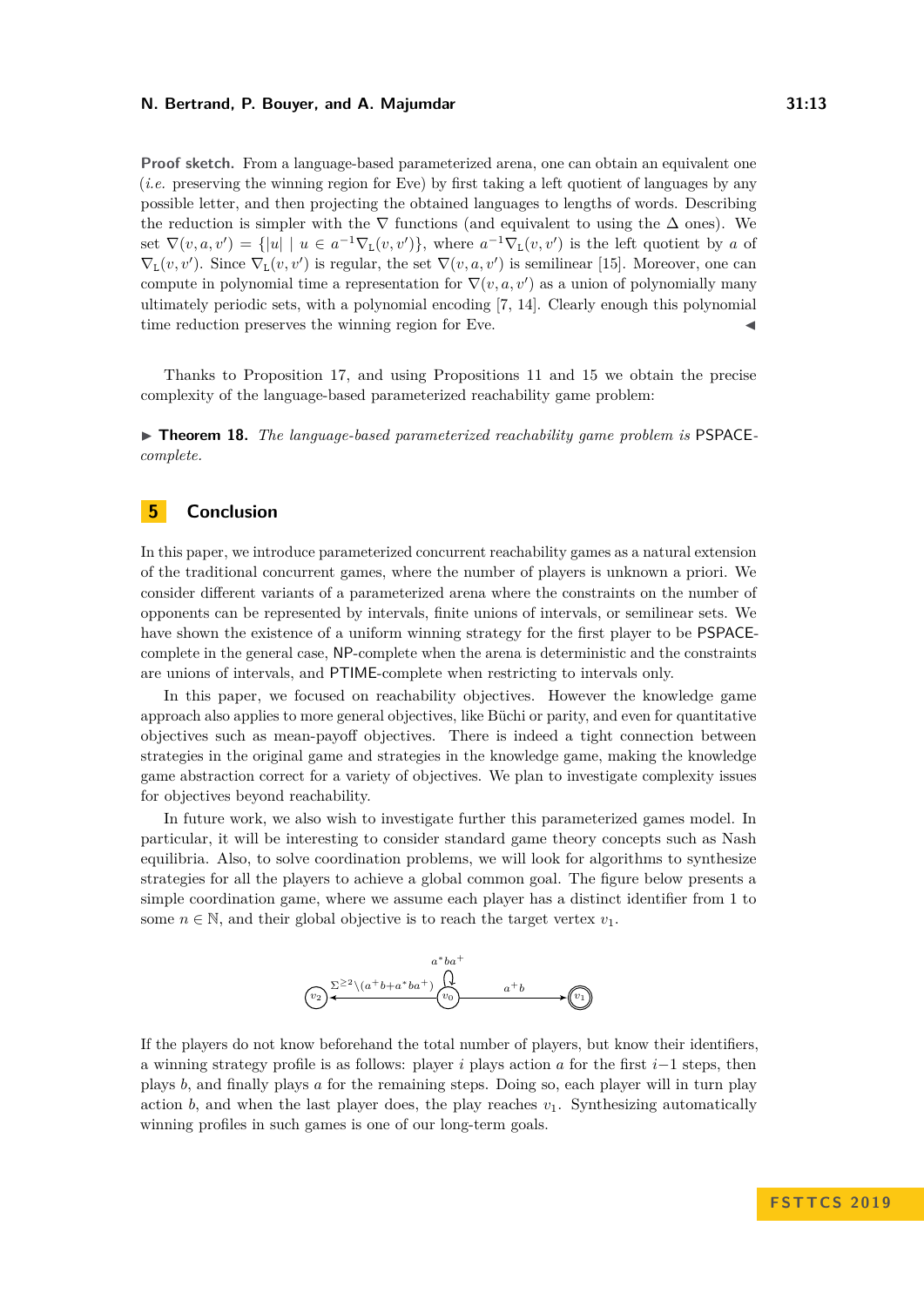**Proof sketch.** From a language-based parameterized arena, one can obtain an equivalent one (*i.e.* preserving the winning region for Eve) by first taking a left quotient of languages by any possible letter, and then projecting the obtained languages to lengths of words. Describing the reduction is simpler with the $\nabla$ functions (and equivalent to using the $\Delta$ ones). We set $\nabla(v, a, v') = \{|u| \mid u \in a^{-1}\nabla_{\mathtt{L}}(v, v')\}$, where $a^{-1}\nabla_{\mathtt{L}}(v, v')$ is the left quotient by $a$ of $\nabla_{\mathtt{L}}(v, v')$. Since $\nabla_{\mathtt{L}}(v, v')$ is regular, the set $\nabla(v, a, v')$ is semilinear [15]. Moreover, one can compute in polynomial time a representation for $\nabla(v, a, v')$ as a union of polynomially many ultimately periodic sets, with a polynomial encoding [7, 14]. Clearly enough this polynomial time reduction preserves the winning region for Eve. ◀

Thanks to Proposition 17, and using Propositions 11 and 15 we obtain the precise complexity of the language-based parameterized reachability game problem:

▶ **Theorem 18.** *The language-based parameterized reachability game problem is* PSPACE*-complete.*

## 5 Conclusion

In this paper, we introduce parameterized concurrent reachability games as a natural extension of the traditional concurrent games, where the number of players is unknown a priori. We consider different variants of a parameterized arena where the constraints on the number of opponents can be represented by intervals, finite unions of intervals, or semilinear sets. We have shown the existence of a uniform winning strategy for the first player to be PSPACE-complete in the general case, NP-complete when the arena is deterministic and the constraints are unions of intervals, and PTIME-complete when restricting to intervals only.

In this paper, we focused on reachability objectives. However the knowledge game approach also applies to more general objectives, like Büchi or parity, and even for quantitative objectives such as mean-payoff objectives. There is indeed a tight connection between strategies in the original game and strategies in the knowledge game, making the knowledge game abstraction correct for a variety of objectives. We plan to investigate complexity issues for objectives beyond reachability.

In future work, we also wish to investigate further this parameterized games model. In particular, it will be interesting to consider standard game theory concepts such as Nash equilibria. Also, to solve coordination problems, we will look for algorithms to synthesize strategies for all the players to achieve a global common goal. The figure below presents a simple coordination game, where we assume each player has a distinct identifier from 1 to some $n \in \mathbb{N}$, and their global objective is to reach the target vertex $v_1$.

$v_2 \xleftarrow{\Sigma^{\geq 2} \setminus (a^+b + a^*ba^+)} v_0$ (self-loop $a^*ba^+$) $\xrightarrow{a^+b} v_1$

If the players do not know beforehand the total number of players, but know their identifiers, a winning strategy profile is as follows: player $i$ plays action $a$ for the first $i-1$ steps, then plays $b$, and finally plays $a$ for the remaining steps. Doing so, each player will in turn play action $b$, and when the last player does, the play reaches $v_1$. Synthesizing automatically winning profiles in such games is one of our long-term goals.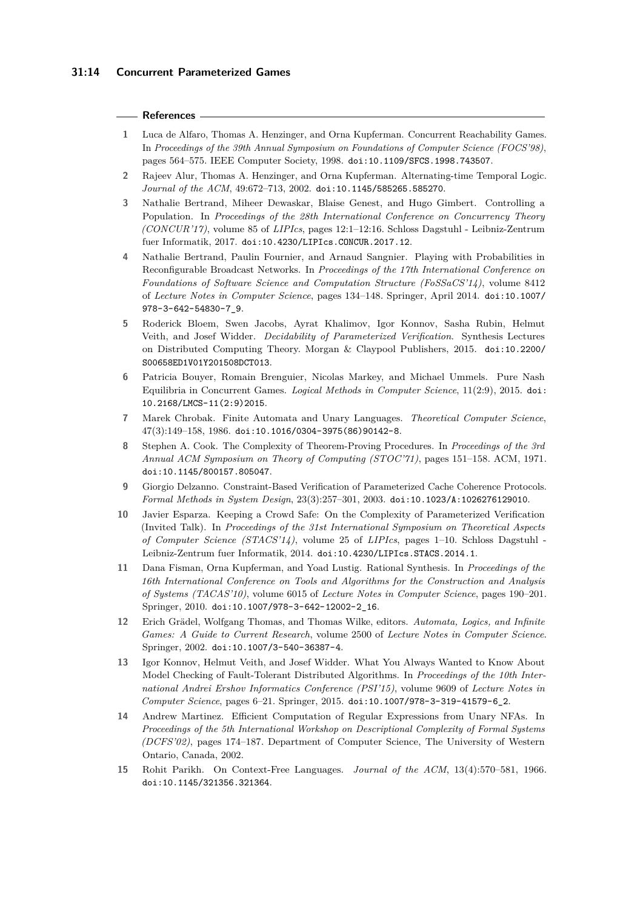## References

1. Luca de Alfaro, Thomas A. Henzinger, and Orna Kupferman. Concurrent Reachability Games. In *Proceedings of the 39th Annual Symposium on Foundations of Computer Science (FOCS'98)*, pages 564–575. IEEE Computer Society, 1998. doi:10.1109/SFCS.1998.743507.
2. Rajeev Alur, Thomas A. Henzinger, and Orna Kupferman. Alternating-time Temporal Logic. *Journal of the ACM*, 49:672–713, 2002. doi:10.1145/585265.585270.
3. Nathalie Bertrand, Miheer Dewaskar, Blaise Genest, and Hugo Gimbert. Controlling a Population. In *Proceedings of the 28th International Conference on Concurrency Theory (CONCUR'17)*, volume 85 of *LIPIcs*, pages 12:1–12:16. Schloss Dagstuhl - Leibniz-Zentrum fuer Informatik, 2017. doi:10.4230/LIPIcs.CONCUR.2017.12.
4. Nathalie Bertrand, Paulin Fournier, and Arnaud Sangnier. Playing with Probabilities in Reconfigurable Broadcast Networks. In *Proceedings of the 17th International Conference on Foundations of Software Science and Computation Structure (FoSSaCS'14)*, volume 8412 of *Lecture Notes in Computer Science*, pages 134–148. Springer, April 2014. doi:10.1007/978-3-642-54830-7_9.
5. Roderick Bloem, Swen Jacobs, Ayrat Khalimov, Igor Konnov, Sasha Rubin, Helmut Veith, and Josef Widder. *Decidability of Parameterized Verification*. Synthesis Lectures on Distributed Computing Theory. Morgan & Claypool Publishers, 2015. doi:10.2200/S00658ED1V01Y201508DCT013.
6. Patricia Bouyer, Romain Brenguier, Nicolas Markey, and Michael Ummels. Pure Nash Equilibria in Concurrent Games. *Logical Methods in Computer Science*, 11(2:9), 2015. doi:10.2168/LMCS-11(2:9)2015.
7. Marek Chrobak. Finite Automata and Unary Languages. *Theoretical Computer Science*, 47(3):149–158, 1986. doi:10.1016/0304-3975(86)90142-8.
8. Stephen A. Cook. The Complexity of Theorem-Proving Procedures. In *Proceedings of the 3rd Annual ACM Symposium on Theory of Computing (STOC'71)*, pages 151–158. ACM, 1971. doi:10.1145/800157.805047.
9. Giorgio Delzanno. Constraint-Based Verification of Parameterized Cache Coherence Protocols. *Formal Methods in System Design*, 23(3):257–301, 2003. doi:10.1023/A:1026276129010.
10. Javier Esparza. Keeping a Crowd Safe: On the Complexity of Parameterized Verification (Invited Talk). In *Proceedings of the 31st International Symposium on Theoretical Aspects of Computer Science (STACS'14)*, volume 25 of *LIPIcs*, pages 1–10. Schloss Dagstuhl - Leibniz-Zentrum fuer Informatik, 2014. doi:10.4230/LIPIcs.STACS.2014.1.
11. Dana Fisman, Orna Kupferman, and Yoad Lustig. Rational Synthesis. In *Proceedings of the 16th International Conference on Tools and Algorithms for the Construction and Analysis of Systems (TACAS'10)*, volume 6015 of *Lecture Notes in Computer Science*, pages 190–201. Springer, 2010. doi:10.1007/978-3-642-12002-2_16.
12. Erich Grädel, Wolfgang Thomas, and Thomas Wilke, editors. *Automata, Logics, and Infinite Games: A Guide to Current Research*, volume 2500 of *Lecture Notes in Computer Science*. Springer, 2002. doi:10.1007/3-540-36387-4.
13. Igor Konnov, Helmut Veith, and Josef Widder. What You Always Wanted to Know About Model Checking of Fault-Tolerant Distributed Algorithms. In *Proceedings of the 10th International Andrei Ershov Informatics Conference (PSI'15)*, volume 9609 of *Lecture Notes in Computer Science*, pages 6–21. Springer, 2015. doi:10.1007/978-3-319-41579-6_2.
14. Andrew Martinez. Efficient Computation of Regular Expressions from Unary NFAs. In *Proceedings of the 5th International Workshop on Descriptional Complexity of Formal Systems (DCFS'02)*, pages 174–187. Department of Computer Science, The University of Western Ontario, Canada, 2002.
15. Rohit Parikh. On Context-Free Languages. *Journal of the ACM*, 13(4):570–581, 1966. doi:10.1145/321356.321364.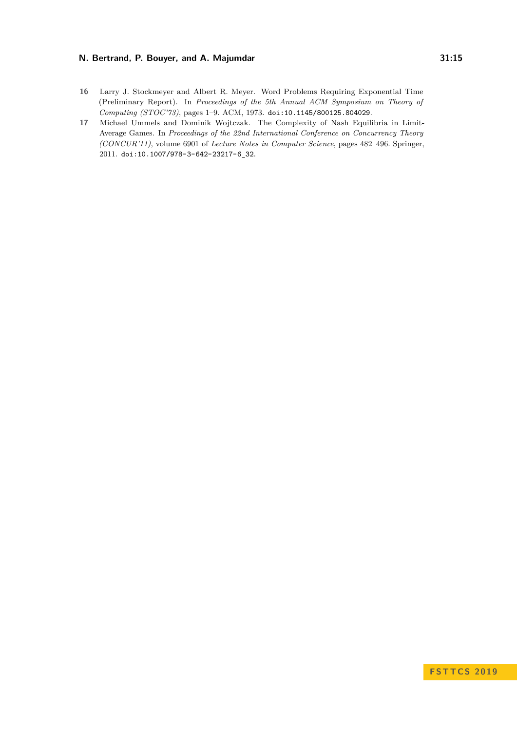16 Larry J. Stockmeyer and Albert R. Meyer. Word Problems Requiring Exponential Time (Preliminary Report). In *Proceedings of the 5th Annual ACM Symposium on Theory of Computing (STOC'73)*, pages 1–9. ACM, 1973. doi:10.1145/800125.804029.

17 Michael Ummels and Dominik Wojtczak. The Complexity of Nash Equilibria in Limit-Average Games. In *Proceedings of the 22nd International Conference on Concurrency Theory (CONCUR'11)*, volume 6901 of *Lecture Notes in Computer Science*, pages 482–496. Springer, 2011. doi:10.1007/978-3-642-23217-6_32.